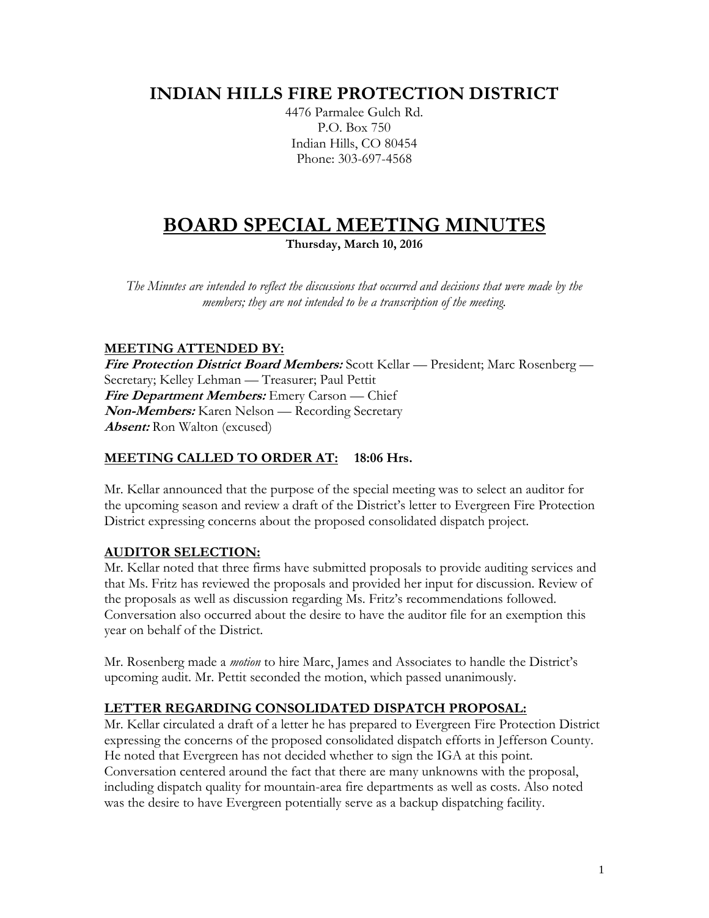# INDIAN HILLS FIRE PROTECTION DISTRICT

4476 Parmalee Gulch Rd.
P.O. Box 750
Indian Hills, CO 80454
Phone: 303-697-4568

# BOARD SPECIAL MEETING MINUTES

**Thursday, March 10, 2016**

*The Minutes are intended to reflect the discussions that occurred and decisions that were made by the members; they are not intended to be a transcription of the meeting.*

## MEETING ATTENDED BY:

***Fire Protection District Board Members:*** Scott Kellar — President; Marc Rosenberg — Secretary; Kelley Lehman — Treasurer; Paul Pettit
***Fire Department Members:*** Emery Carson — Chief
***Non-Members:*** Karen Nelson — Recording Secretary
***Absent:*** Ron Walton (excused)

## MEETING CALLED TO ORDER AT: 18:06 Hrs.

Mr. Kellar announced that the purpose of the special meeting was to select an auditor for the upcoming season and review a draft of the District's letter to Evergreen Fire Protection District expressing concerns about the proposed consolidated dispatch project.

## AUDITOR SELECTION:

Mr. Kellar noted that three firms have submitted proposals to provide auditing services and that Ms. Fritz has reviewed the proposals and provided her input for discussion. Review of the proposals as well as discussion regarding Ms. Fritz's recommendations followed. Conversation also occurred about the desire to have the auditor file for an exemption this year on behalf of the District.

Mr. Rosenberg made a *motion* to hire Marc, James and Associates to handle the District's upcoming audit. Mr. Pettit seconded the motion, which passed unanimously.

## LETTER REGARDING CONSOLIDATED DISPATCH PROPOSAL:

Mr. Kellar circulated a draft of a letter he has prepared to Evergreen Fire Protection District expressing the concerns of the proposed consolidated dispatch efforts in Jefferson County. He noted that Evergreen has not decided whether to sign the IGA at this point. Conversation centered around the fact that there are many unknowns with the proposal, including dispatch quality for mountain-area fire departments as well as costs. Also noted was the desire to have Evergreen potentially serve as a backup dispatching facility.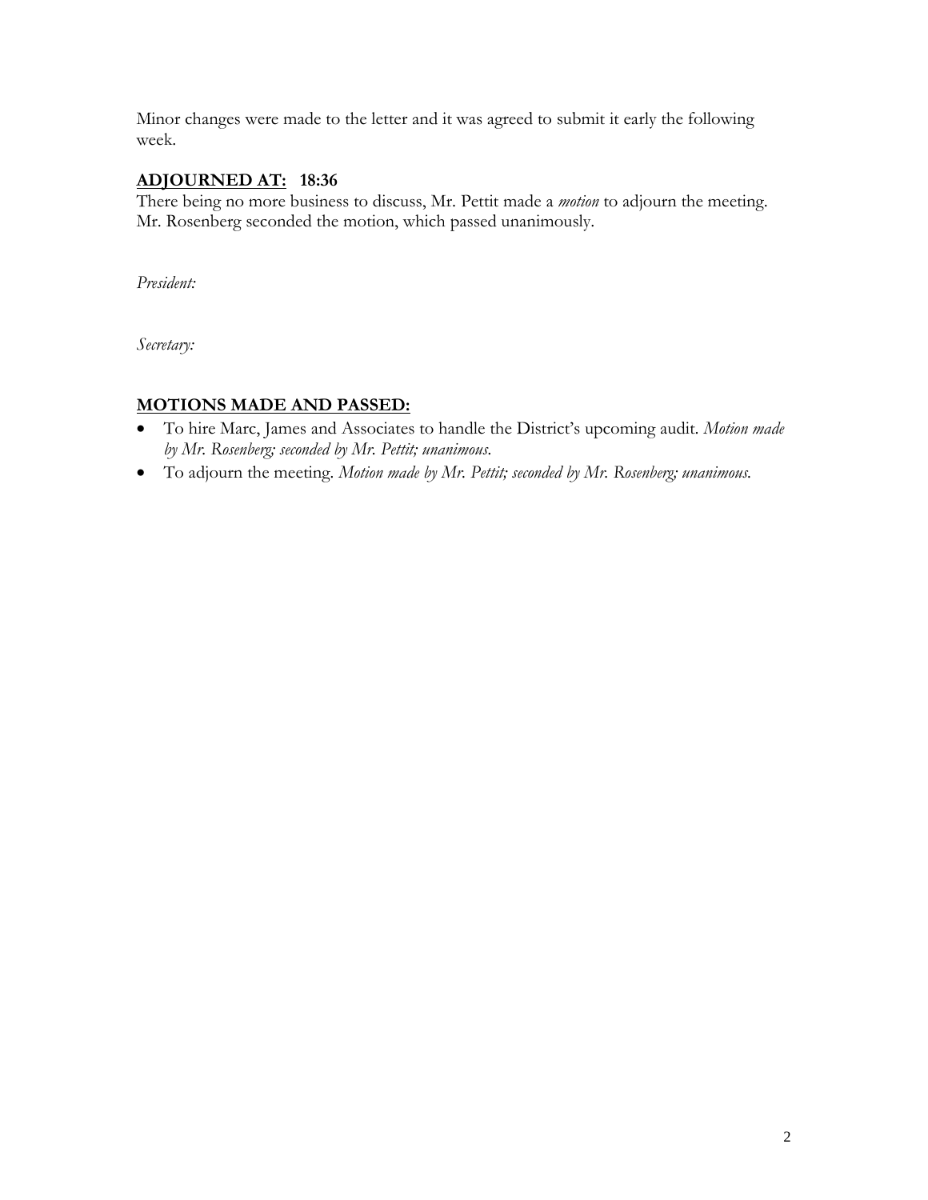Minor changes were made to the letter and it was agreed to submit it early the following week.

## ADJOURNED AT: 18:36

There being no more business to discuss, Mr. Pettit made a *motion* to adjourn the meeting. Mr. Rosenberg seconded the motion, which passed unanimously.

*President:*

*Secretary:*

## MOTIONS MADE AND PASSED:

- To hire Marc, James and Associates to handle the District's upcoming audit. *Motion made by Mr. Rosenberg; seconded by Mr. Pettit; unanimous.*
- To adjourn the meeting. *Motion made by Mr. Pettit; seconded by Mr. Rosenberg; unanimous.*